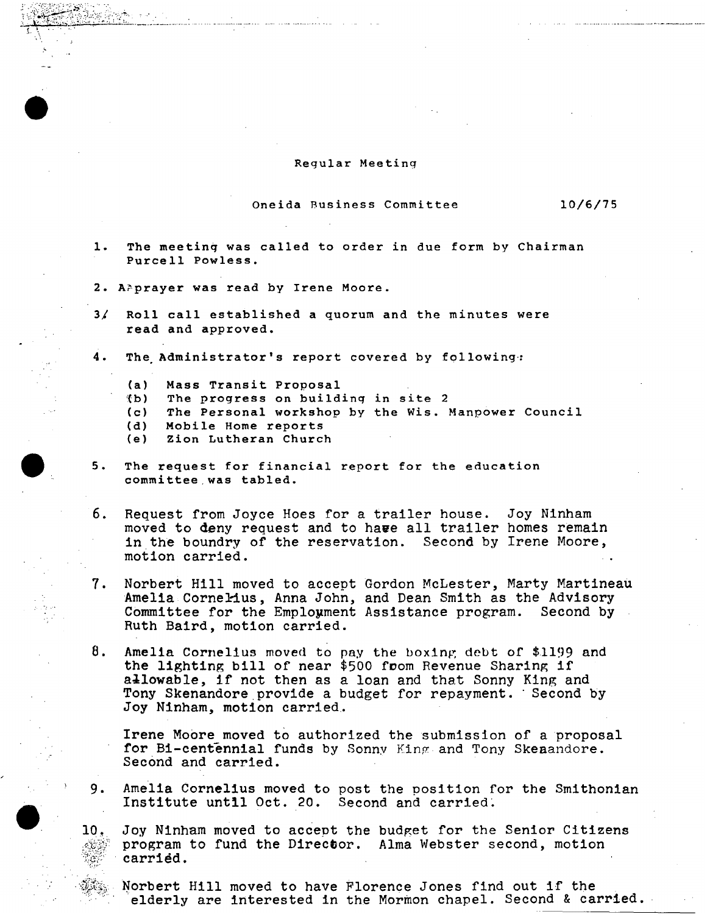Regular Meeting

Oneida Business Committee 10/6/75

1. The meeting was called to order in due form by Chairman Purcell Powless.

2. A prayer was read by Irene Moore.

3. Roll call established a quorum and the minutes were read and approved.

4. The Administrator's report covered by following:

   (a) Mass Transit Proposal
   (b) The progress on building in site 2
   (c) The Personal workshop by the Wis. Manpower Council
   (d) Mobile Home reports
   (e) Zion Lutheran Church

5. The request for financial report for the education committee was tabled.

6. Request from Joyce Hoes for a trailer house. Joy Ninham moved to deny request and to have all trailer homes remain in the boundry of the reservation. Second by Irene Moore, motion carried.

7. Norbert Hill moved to accept Gordon McLester, Marty Martineau Amelia Cornelius, Anna John, and Dean Smith as the Advisory Committee for the Employment Assistance program. Second by Ruth Baird, motion carried.

8. Amelia Cornelius moved to pay the boxing debt of $1199 and the lighting bill of near $500 from Revenue Sharing if allowable, if not then as a loan and that Sonny King and Tony Skenandore provide a budget for repayment. Second by Joy Ninham, motion carried.

   Irene Moore moved to authorized the submission of a proposal for Bi-centennial funds by Sonny King and Tony Skenandore. Second and carried.

9. Amelia Cornelius moved to post the position for the Smithonian Institute until Oct. 20. Second and carried.

10. Joy Ninham moved to accept the budget for the Senior Citizens program to fund the Director. Alma Webster second, motion carried.

    Norbert Hill moved to have Florence Jones find out if the elderly are interested in the Mormon chapel. Second & carried.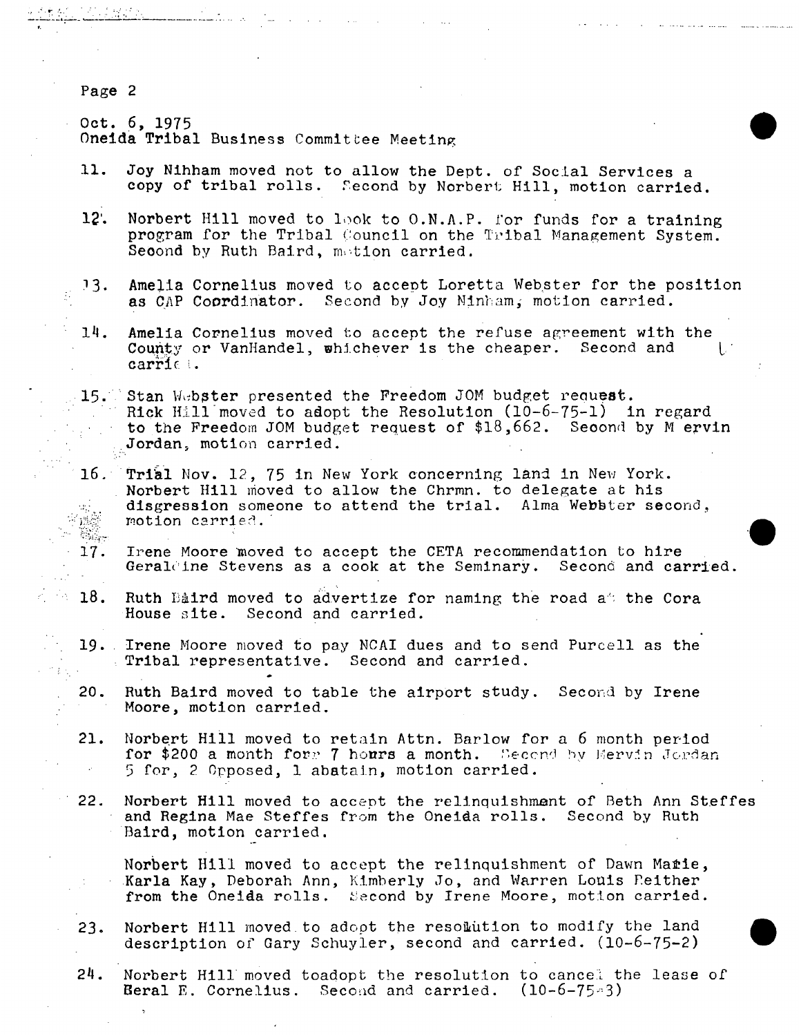Oct. 6, 1975
Oneida Tribal Business Committee Meeting

11. Joy Ninham moved not to allow the Dept. of Social Services a copy of tribal rolls. Second by Norbert Hill, motion carried.

12. Norbert Hill moved to look to O.N.A.P. for funds for a training program for the Tribal Council on the Tribal Management System. Seoond by Ruth Baird, motion carried.

13. Amelia Cornelius moved to accept Loretta Webster for the position as CAP Coordinator. Second by Joy Ninham, motion carried.

14. Amelia Cornelius moved to accept the refuse agreement with the County or VanHandel, whichever is the cheaper. Second and carried.

15. Stan Webster presented the Freedom JOM budget request. Rick Hill moved to adopt the Resolution (10-6-75-1) in regard to the Freedom JOM budget request of $18,662. Seoond by Mervin Jordan, motion carried.

16. Trial Nov. 12, 75 in New York concerning land in New York. Norbert Hill moved to allow the Chrmn. to delegate at his disgression someone to attend the trial. Alma Webbter second, motion carried.

17. Irene Moore moved to accept the CETA recommendation to hire Geraldine Stevens as a cook at the Seminary. Second and carried.

18. Ruth Baird moved to advertize for naming the road at the Cora House site. Second and carried.

19. Irene Moore moved to pay NCAI dues and to send Purcell as the Tribal representative. Second and carried.

20. Ruth Baird moved to table the airport study. Second by Irene Moore, motion carried.

21. Norbert Hill moved to retain Attn. Barlow for a 6 month period for $200 a month forr 7 hours a month. Second by Mervin Jordan 5 for, 2 Opposed, 1 abatain, motion carried.

22. Norbert Hill moved to accept the relinquishment of Beth Ann Steffes and Regina Mae Steffes from the Oneida rolls. Second by Ruth Baird, motion carried.

    Norbert Hill moved to accept the relinquishment of Dawn Marie, Karla Kay, Deborah Ann, Kimberly Jo, and Warren Louis Reither from the Oneida rolls. Second by Irene Moore, motion carried.

23. Norbert Hill moved to adopt the resolution to modify the land description of Gary Schuyler, second and carried. (10-6-75-2)

24. Norbert Hill moved toadopt the resolution to cancel the lease of Beral E. Cornelius. Second and carried. (10-6-75-3)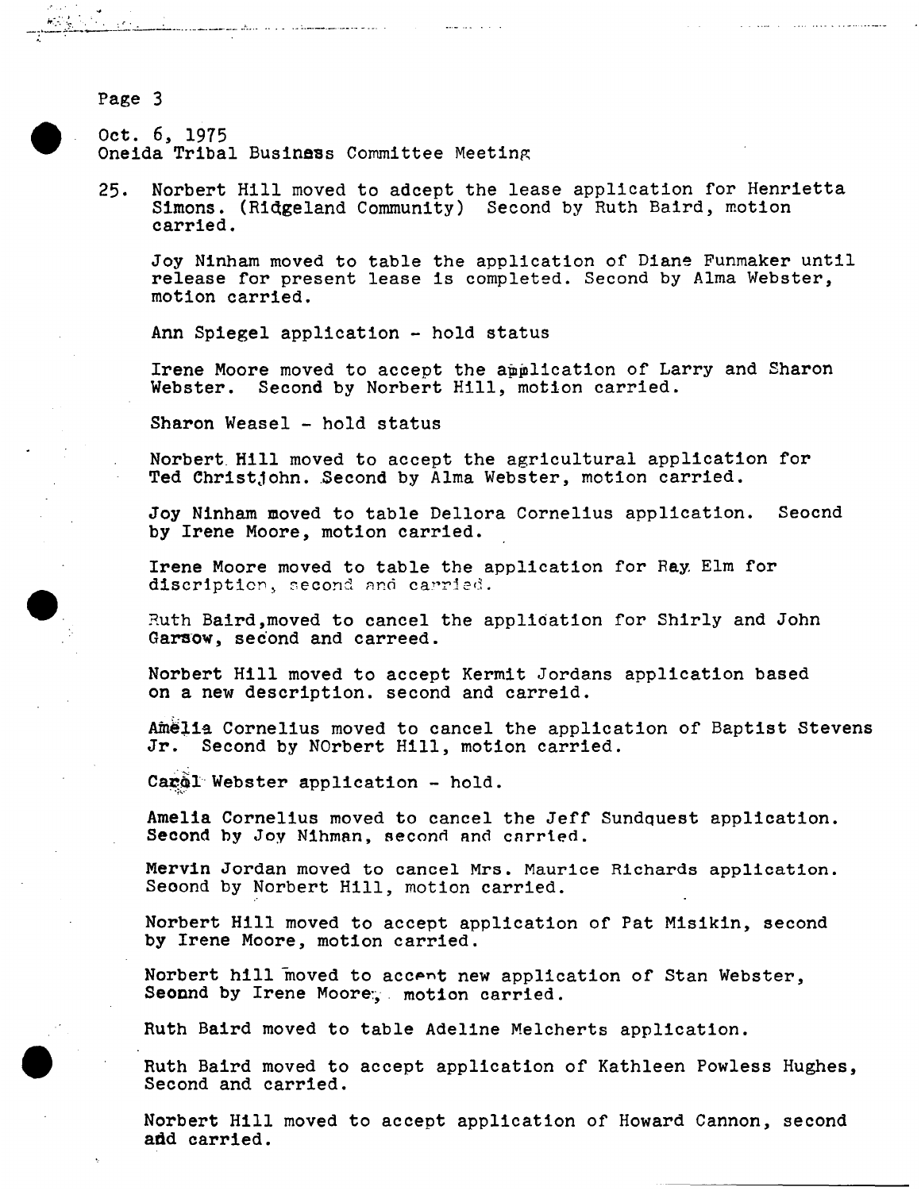Oct. 6, 1975
Oneida Tribal Business Committee Meeting

25. Norbert Hill moved to adcept the lease application for Henrietta Simons. (Ridgeland Community) Second by Ruth Baird, motion carried.

    Joy Ninham moved to table the application of Diane Funmaker until release for present lease is completed. Second by Alma Webster, motion carried.

    Ann Spiegel application - hold status

    Irene Moore moved to accept the application of Larry and Sharon Webster. Second by Norbert Hill, motion carried.

    Sharon Weasel - hold status

    Norbert Hill moved to accept the agricultural application for Ted Christjohn. Second by Alma Webster, motion carried.

    Joy Ninham moved to table Dellora Cornelius application. Seocnd by Irene Moore, motion carried.

    Irene Moore moved to table the application for Ray Elm for discription, second and carried.

    Ruth Baird, moved to cancel the application for Shirly and John Garsow, second and carreed.

    Norbert Hill moved to accept Kermit Jordans application based on a new description. second and carreid.

    Amelia Cornelius moved to cancel the application of Baptist Stevens Jr. Second by NOrbert Hill, motion carried.

    Carol Webster application - hold.

    Amelia Cornelius moved to cancel the Jeff Sundquest application. Second by Joy Nihman, second and carried.

    Mervin Jordan moved to cancel Mrs. Maurice Richards application. Seoond by Norbert Hill, motion carried.

    Norbert Hill moved to accept application of Pat Misikin, second by Irene Moore, motion carried.

    Norbert hill moved to accept new application of Stan Webster, Seonnd by Irene Moore, motion carried.

    Ruth Baird moved to table Adeline Melcherts application.

    Ruth Baird moved to accept application of Kathleen Powless Hughes, Second and carried.

    Norbert Hill moved to accept application of Howard Cannon, second and carried.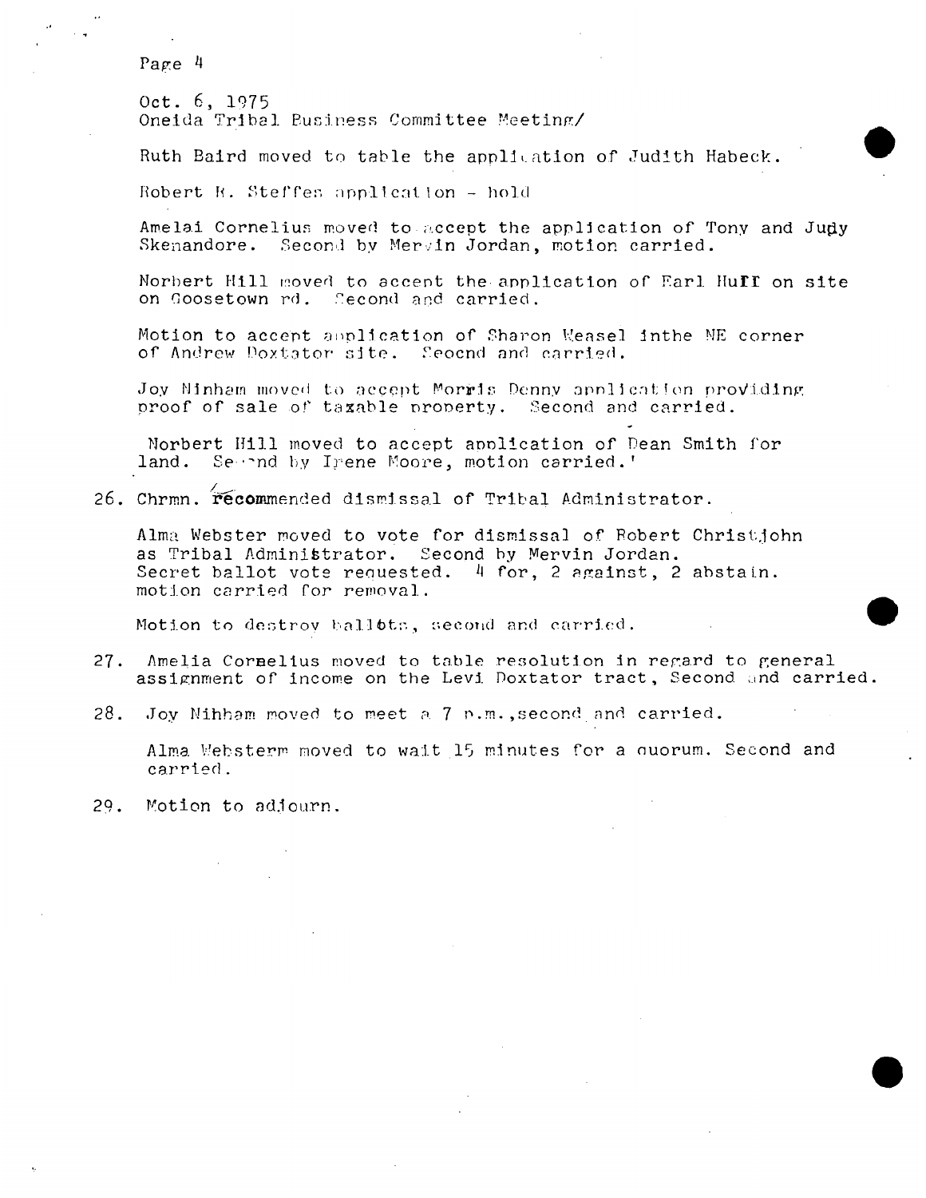Oct. 6, 1975
Oneida Tribal Business Committee Meeting/

Ruth Baird moved to table the application of Judith Habeck.

Robert R. Steffen application - hold

Amelai Cornelius moved to accept the application of Tony and Judy Skenandore. Second by Mervin Jordan, motion carried.

Norbert Hill moved to accept the application of Earl Huff on site on Goosetown rd. Second and carried.

Motion to accept application of Sharon Weasel inthe NE corner of Andrew Doxtator site. Seocnd and carried.

Joy Ninham moved to accept Morris Denny application providing proof of sale of taxable property. Second and carried.

Norbert Hill moved to accept application of Dean Smith for land. Second by Irene Moore, motion carried.'

26. Chrmn. recommended dismissal of Tribal Administrator.

    Alma Webster moved to vote for dismissal of Robert Christjohn as Tribal Administrator. Second by Mervin Jordan. Secret ballot vote requested. 4 for, 2 against, 2 abstain. motion carried for removal.

    Motion to destroy ballots, second and carried.

27. Amelia Cornelius moved to table resolution in regard to general assignment of income on the Levi Doxtator tract, Second and carried.

28. Joy Nihham moved to meet a 7 p.m.,second and carried.

    Alma Websterm moved to wait 15 minutes for a quorum. Second and carried.

29. Motion to adjourn.